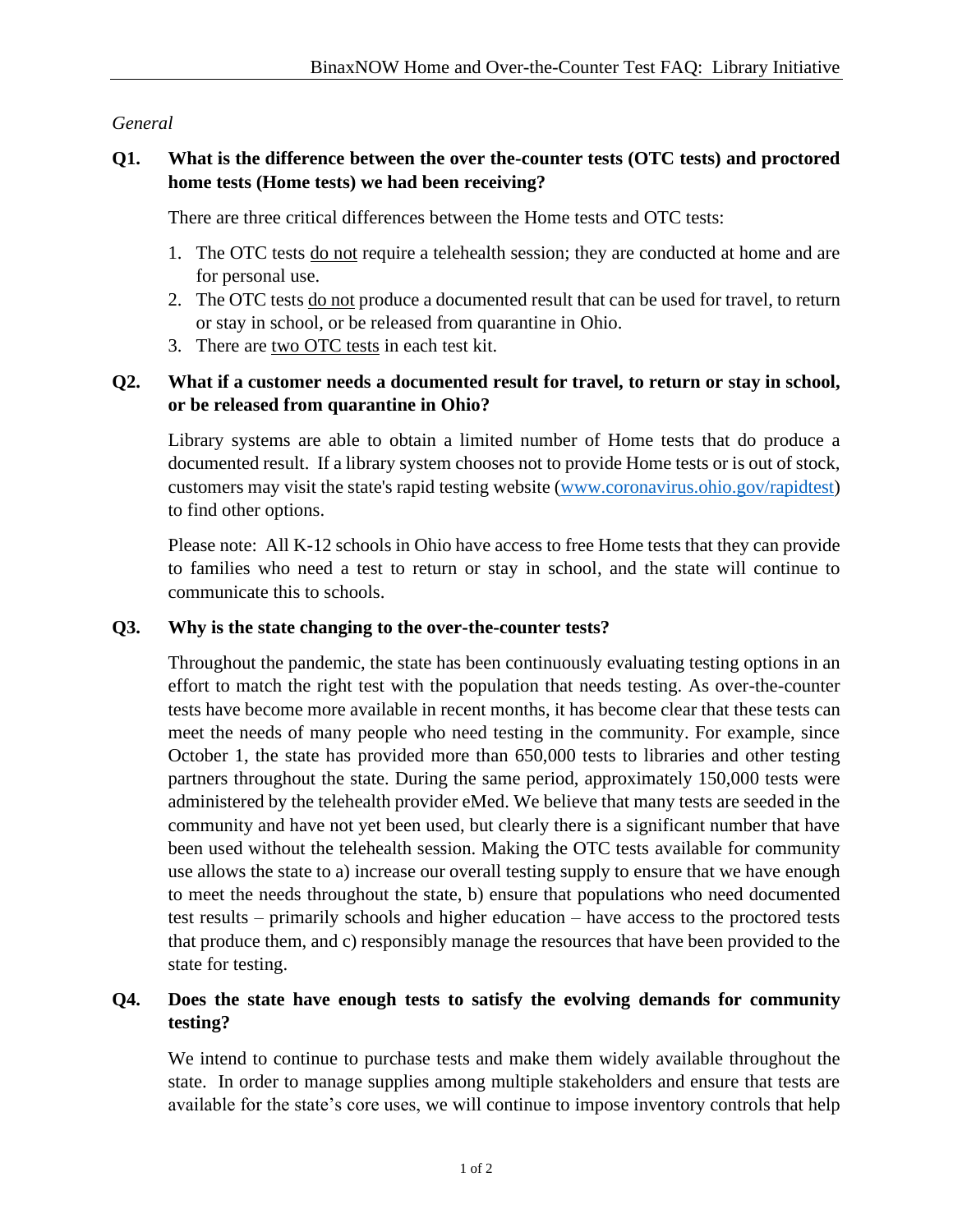*General*

**Q1. What is the difference between the over the-counter tests (OTC tests) and proctored home tests (Home tests) we had been receiving?**

There are three critical differences between the Home tests and OTC tests:

1. The OTC tests <u>do not</u> require a telehealth session; they are conducted at home and are for personal use.
2. The OTC tests <u>do not</u> produce a documented result that can be used for travel, to return or stay in school, or be released from quarantine in Ohio.
3. There are <u>two OTC tests</u> in each test kit.

**Q2. What if a customer needs a documented result for travel, to return or stay in school, or be released from quarantine in Ohio?**

Library systems are able to obtain a limited number of Home tests that do produce a documented result. If a library system chooses not to provide Home tests or is out of stock, customers may visit the state's rapid testing website (www.coronavirus.ohio.gov/rapidtest) to find other options.

Please note: All K-12 schools in Ohio have access to free Home tests that they can provide to families who need a test to return or stay in school, and the state will continue to communicate this to schools.

**Q3. Why is the state changing to the over-the-counter tests?**

Throughout the pandemic, the state has been continuously evaluating testing options in an effort to match the right test with the population that needs testing. As over-the-counter tests have become more available in recent months, it has become clear that these tests can meet the needs of many people who need testing in the community. For example, since October 1, the state has provided more than 650,000 tests to libraries and other testing partners throughout the state. During the same period, approximately 150,000 tests were administered by the telehealth provider eMed. We believe that many tests are seeded in the community and have not yet been used, but clearly there is a significant number that have been used without the telehealth session. Making the OTC tests available for community use allows the state to a) increase our overall testing supply to ensure that we have enough to meet the needs throughout the state, b) ensure that populations who need documented test results – primarily schools and higher education – have access to the proctored tests that produce them, and c) responsibly manage the resources that have been provided to the state for testing.

**Q4. Does the state have enough tests to satisfy the evolving demands for community testing?**

We intend to continue to purchase tests and make them widely available throughout the state. In order to manage supplies among multiple stakeholders and ensure that tests are available for the state's core uses, we will continue to impose inventory controls that help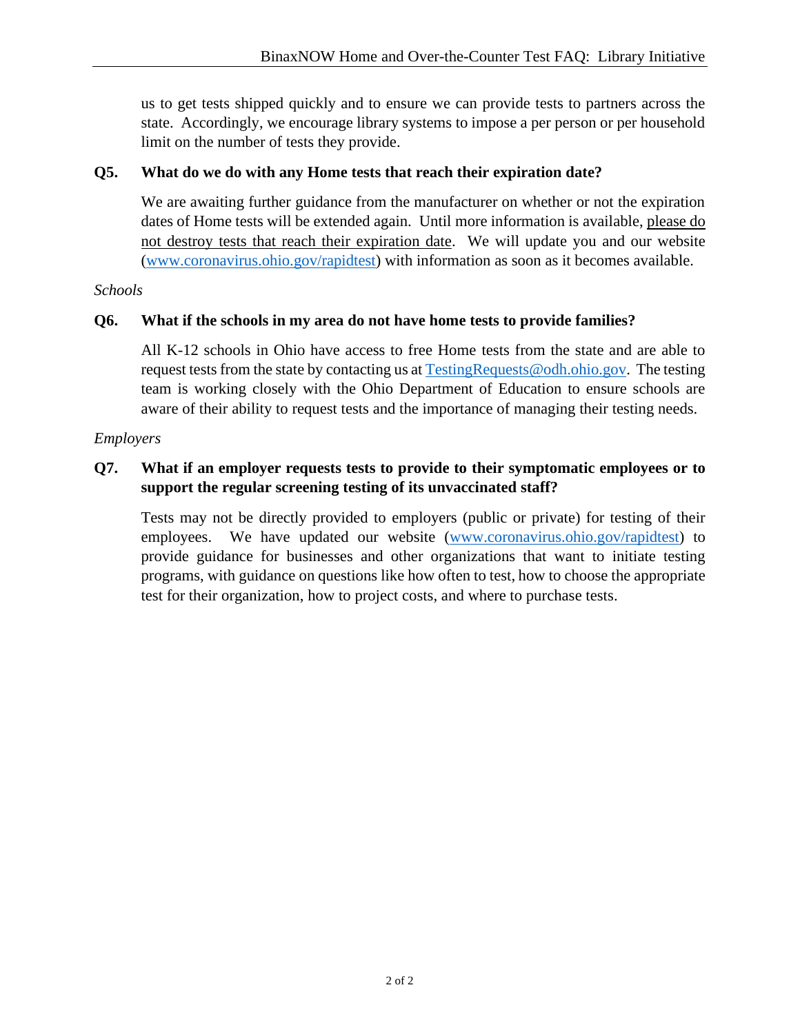us to get tests shipped quickly and to ensure we can provide tests to partners across the state. Accordingly, we encourage library systems to impose a per person or per household limit on the number of tests they provide.

**Q5. What do we do with any Home tests that reach their expiration date?**

We are awaiting further guidance from the manufacturer on whether or not the expiration dates of Home tests will be extended again. Until more information is available, please do not destroy tests that reach their expiration date. We will update you and our website (www.coronavirus.ohio.gov/rapidtest) with information as soon as it becomes available.

*Schools*

**Q6. What if the schools in my area do not have home tests to provide families?**

All K-12 schools in Ohio have access to free Home tests from the state and are able to request tests from the state by contacting us at TestingRequests@odh.ohio.gov. The testing team is working closely with the Ohio Department of Education to ensure schools are aware of their ability to request tests and the importance of managing their testing needs.

*Employers*

**Q7. What if an employer requests tests to provide to their symptomatic employees or to support the regular screening testing of its unvaccinated staff?**

Tests may not be directly provided to employers (public or private) for testing of their employees. We have updated our website (www.coronavirus.ohio.gov/rapidtest) to provide guidance for businesses and other organizations that want to initiate testing programs, with guidance on questions like how often to test, how to choose the appropriate test for their organization, how to project costs, and where to purchase tests.